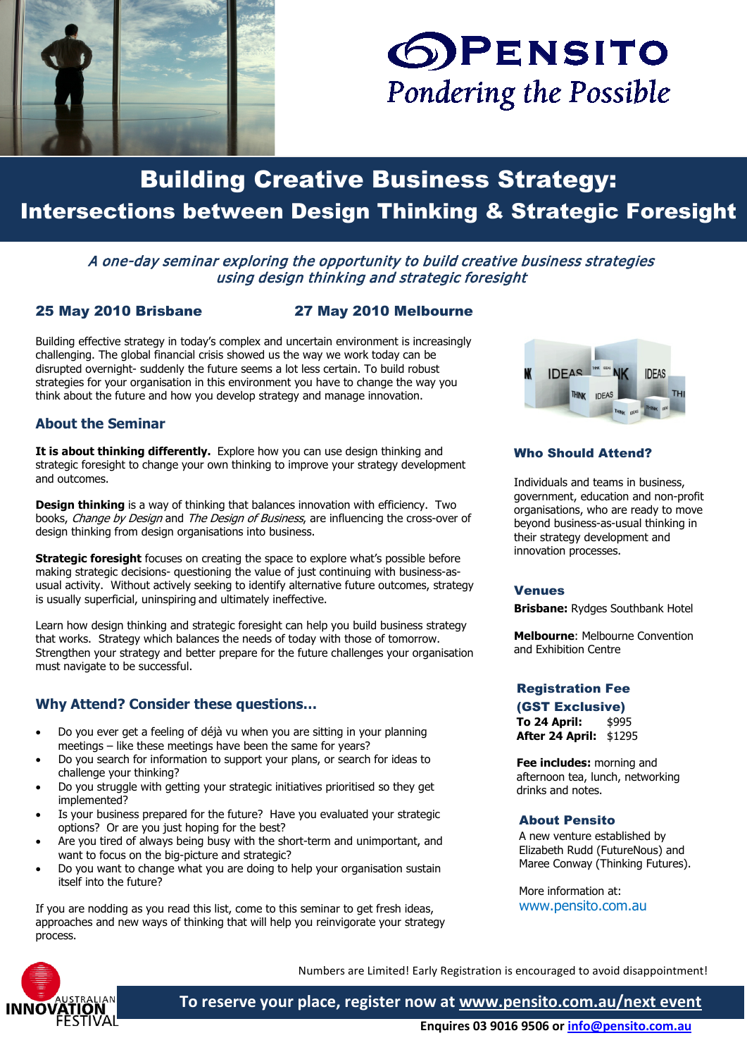# PENSITO

*Pondering the Possible*

# Building Creative Business Strategy: Intersections between Design Thinking & Strategic Foresight

*A one-day seminar exploring the opportunity to build creative business strategies using design thinking and strategic foresight*

**25 May 2010 Brisbane** **27 May 2010 Melbourne**

Building effective strategy in today's complex and uncertain environment is increasingly challenging. The global financial crisis showed us the way we work today can be disrupted overnight- suddenly the future seems a lot less certain. To build robust strategies for your organisation in this environment you have to change the way you think about the future and how you develop strategy and manage innovation.

## About the Seminar

**It is about thinking differently.** Explore how you can use design thinking and strategic foresight to change your own thinking to improve your strategy development and outcomes.

**Design thinking** is a way of thinking that balances innovation with efficiency. Two books, *Change by Design* and *The Design of Business*, are influencing the cross-over of design thinking from design organisations into business.

**Strategic foresight** focuses on creating the space to explore what's possible before making strategic decisions- questioning the value of just continuing with business-as-usual activity. Without actively seeking to identify alternative future outcomes, strategy is usually superficial, uninspiring and ultimately ineffective.

Learn how design thinking and strategic foresight can help you build business strategy that works. Strategy which balances the needs of today with those of tomorrow. Strengthen your strategy and better prepare for the future challenges your organisation must navigate to be successful.

## Why Attend? Consider these questions…

- Do you ever get a feeling of déjà vu when you are sitting in your planning meetings – like these meetings have been the same for years?
- Do you search for information to support your plans, or search for ideas to challenge your thinking?
- Do you struggle with getting your strategic initiatives prioritised so they get implemented?
- Is your business prepared for the future? Have you evaluated your strategic options? Or are you just hoping for the best?
- Are you tired of always being busy with the short-term and unimportant, and want to focus on the big-picture and strategic?
- Do you want to change what you are doing to help your organisation sustain itself into the future?

If you are nodding as you read this list, come to this seminar to get fresh ideas, approaches and new ways of thinking that will help you reinvigorate your strategy process.

### Who Should Attend?

Individuals and teams in business, government, education and non-profit organisations, who are ready to move beyond business-as-usual thinking in their strategy development and innovation processes.

### Venues

**Brisbane:** Rydges Southbank Hotel

**Melbourne**: Melbourne Convention and Exhibition Centre

### Registration Fee (GST Exclusive)

**To 24 April:** $995
**After 24 April:** $1295

**Fee includes:** morning and afternoon tea, lunch, networking drinks and notes.

### About Pensito

A new venture established by Elizabeth Rudd (FutureNous) and Maree Conway (Thinking Futures).

More information at:
www.pensito.com.au

Numbers are Limited! Early Registration is encouraged to avoid disappointment!

AUSTRALIAN INNOVATION FESTIVAL

**To reserve your place, register now at www.pensito.com.au/next event**

**Enquires 03 9016 9506 or info@pensito.com.au**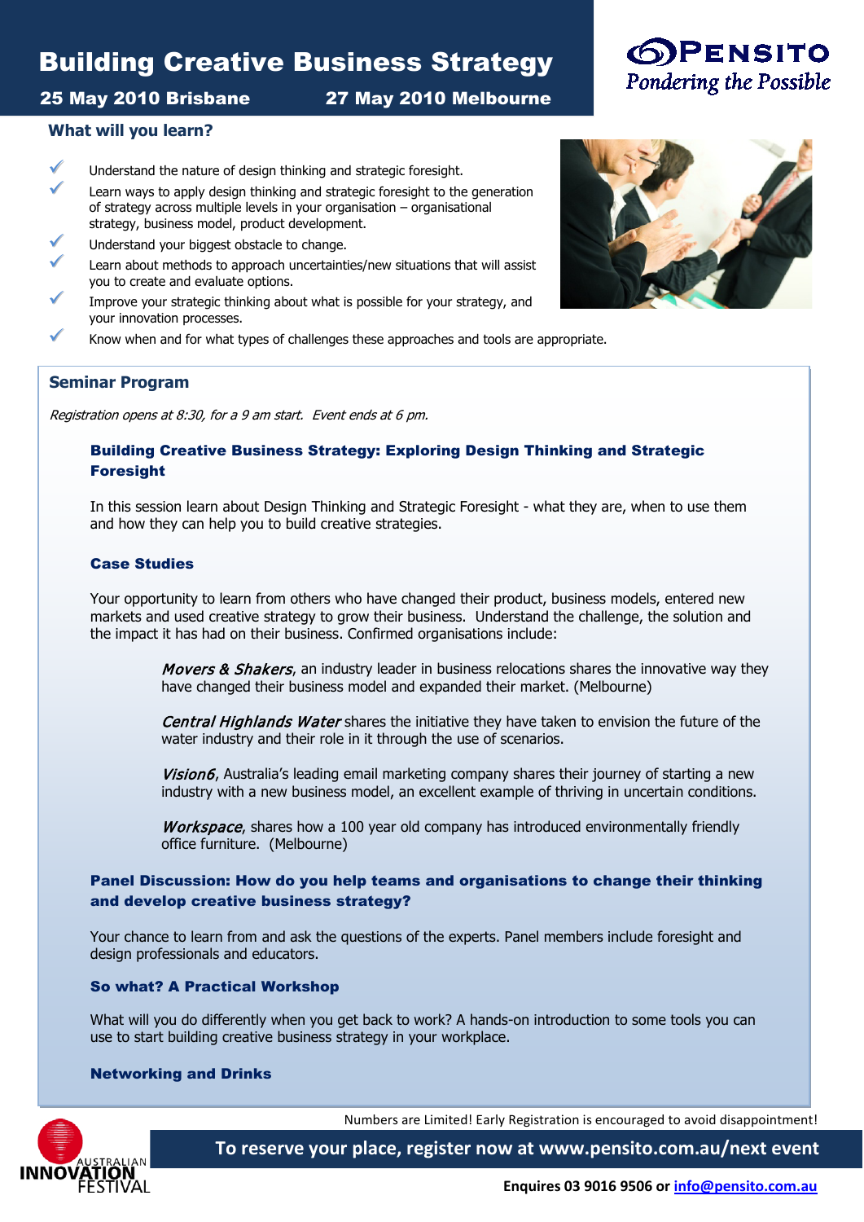# Building Creative Business Strategy

**25 May 2010 Brisbane** **27 May 2010 Melbourne**

PENSITO
*Pondering the Possible*

## What will you learn?

- Understand the nature of design thinking and strategic foresight.
- Learn ways to apply design thinking and strategic foresight to the generation of strategy across multiple levels in your organisation – organisational strategy, business model, product development.
- Understand your biggest obstacle to change.
- Learn about methods to approach uncertainties/new situations that will assist you to create and evaluate options.
- Improve your strategic thinking about what is possible for your strategy, and your innovation processes.
- Know when and for what types of challenges these approaches and tools are appropriate.

## Seminar Program

*Registration opens at 8:30, for a 9 am start. Event ends at 6 pm.*

### Building Creative Business Strategy: Exploring Design Thinking and Strategic Foresight

In this session learn about Design Thinking and Strategic Foresight - what they are, when to use them and how they can help you to build creative strategies.

### Case Studies

Your opportunity to learn from others who have changed their product, business models, entered new markets and used creative strategy to grow their business. Understand the challenge, the solution and the impact it has had on their business. Confirmed organisations include:

*Movers & Shakers*, an industry leader in business relocations shares the innovative way they have changed their business model and expanded their market. (Melbourne)

*Central Highlands Water* shares the initiative they have taken to envision the future of the water industry and their role in it through the use of scenarios.

*Vision6*, Australia's leading email marketing company shares their journey of starting a new industry with a new business model, an excellent example of thriving in uncertain conditions.

*Workspace*, shares how a 100 year old company has introduced environmentally friendly office furniture. (Melbourne)

### Panel Discussion: How do you help teams and organisations to change their thinking and develop creative business strategy?

Your chance to learn from and ask the questions of the experts. Panel members include foresight and design professionals and educators.

### So what? A Practical Workshop

What will you do differently when you get back to work? A hands-on introduction to some tools you can use to start building creative business strategy in your workplace.

### Networking and Drinks

Numbers are Limited! Early Registration is encouraged to avoid disappointment!

AUSTRALIAN INNOVATION FESTIVAL

**To reserve your place, register now at www.pensito.com.au/next event**

**Enquires 03 9016 9506 or info@pensito.com.au**